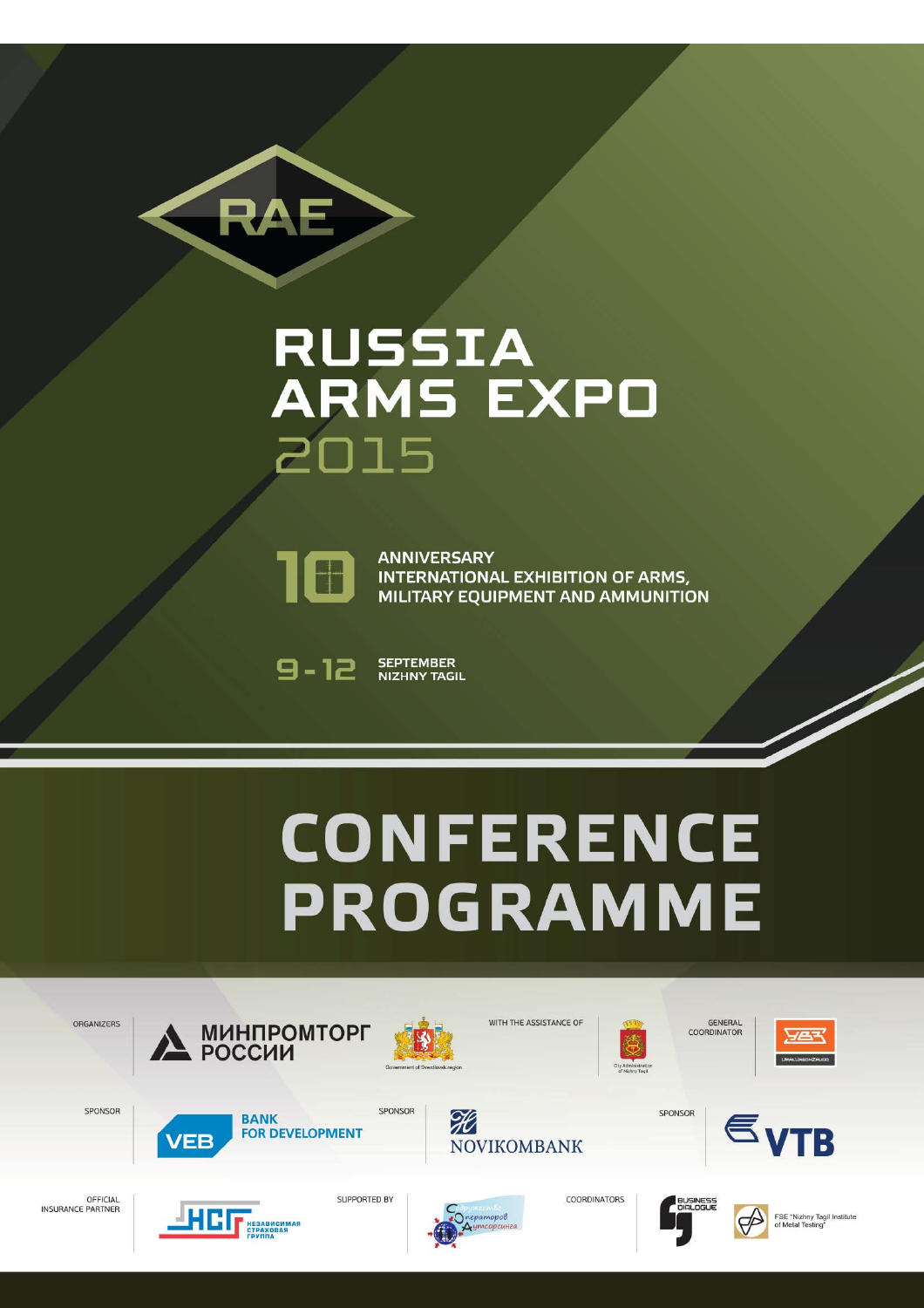RAE

# RUSSIA ARMS EXPO 2015

10 ANNIVERSARY
INTERNATIONAL EXHIBITION OF ARMS, MILITARY EQUIPMENT AND AMMUNITION

9 - 12 SEPTEMBER
NIZHNY TAGIL

# CONFERENCE PROGRAMME

ORGANIZERS: МИНПРОМТОРГ РОССИИ; Government of Sverdlovsk region

WITH THE ASSISTANCE OF: City Administration of Nizhny Tagil

GENERAL COORDINATOR: URALVAGONZAVOD

SPONSOR: VEB BANK FOR DEVELOPMENT

SPONSOR: NOVIKOMBANK

SPONSOR: VTB

OFFICIAL INSURANCE PARTNER: НСГ НЕЗАВИСИМАЯ СТРАХОВАЯ ГРУППА

SUPPORTED BY: Содружество Операторов Аутсорсинга

COORDINATORS: BUSINESS DIALOGUE; FSE "Nizhny Tagil Institute of Metal Testing"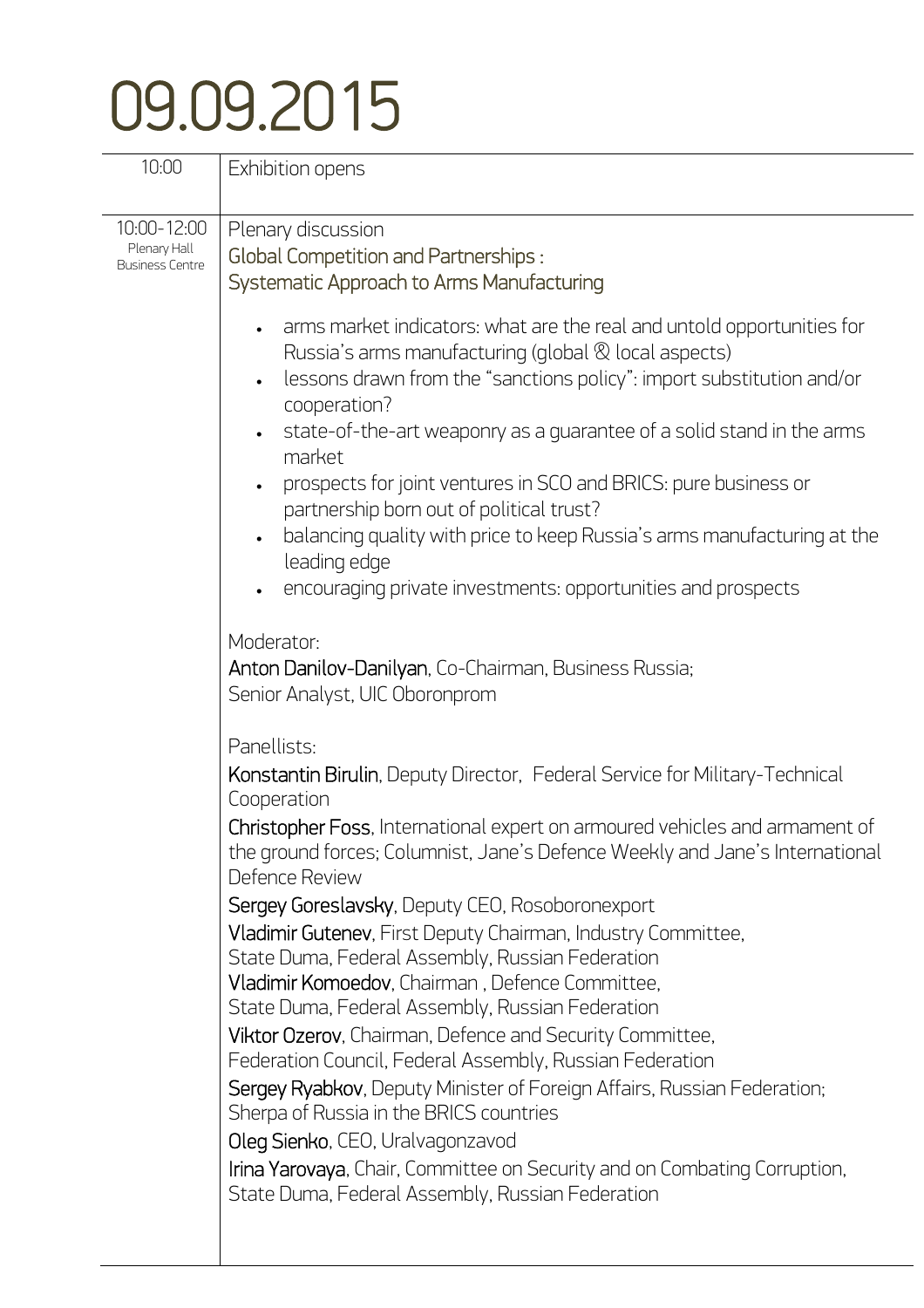# 09.09.2015

| | |
|---|---|
| 10:00 | Exhibition opens |
| 10:00-12:00<br>Plenary Hall<br>Business Centre | Plenary discussion<br>**Global Competition and Partnerships :**<br>**Systematic Approach to Arms Manufacturing**<br><br>• arms market indicators: what are the real and untold opportunities for Russia's arms manufacturing (global & local aspects)<br>• lessons drawn from the "sanctions policy": import substitution and/or cooperation?<br>• state-of-the-art weaponry as a guarantee of a solid stand in the arms market<br>• prospects for joint ventures in SCO and BRICS: pure business or partnership born out of political trust?<br>• balancing quality with price to keep Russia's arms manufacturing at the leading edge<br>• encouraging private investments: opportunities and prospects<br><br>Moderator:<br>**Anton Danilov-Danilyan**, Co-Chairman, Business Russia; Senior Analyst, UIC Oboronprom<br><br>Panellists:<br>**Konstantin Birulin**, Deputy Director, Federal Service for Military-Technical Cooperation<br>**Christopher Foss**, International expert on armoured vehicles and armament of the ground forces; Columnist, Jane's Defence Weekly and Jane's International Defence Review<br>**Sergey Goreslavsky**, Deputy CEO, Rosoboronexport<br>**Vladimir Gutenev**, First Deputy Chairman, Industry Committee, State Duma, Federal Assembly, Russian Federation<br>**Vladimir Komoedov**, Chairman , Defence Committee, State Duma, Federal Assembly, Russian Federation<br>**Viktor Ozerov**, Chairman, Defence and Security Committee, Federation Council, Federal Assembly, Russian Federation<br>**Sergey Ryabkov**, Deputy Minister of Foreign Affairs, Russian Federation; Sherpa of Russia in the BRICS countries<br>**Oleg Sienko**, CEO, Uralvagonzavod<br>**Irina Yarovaya**, Chair, Committee on Security and on Combating Corruption, State Duma, Federal Assembly, Russian Federation |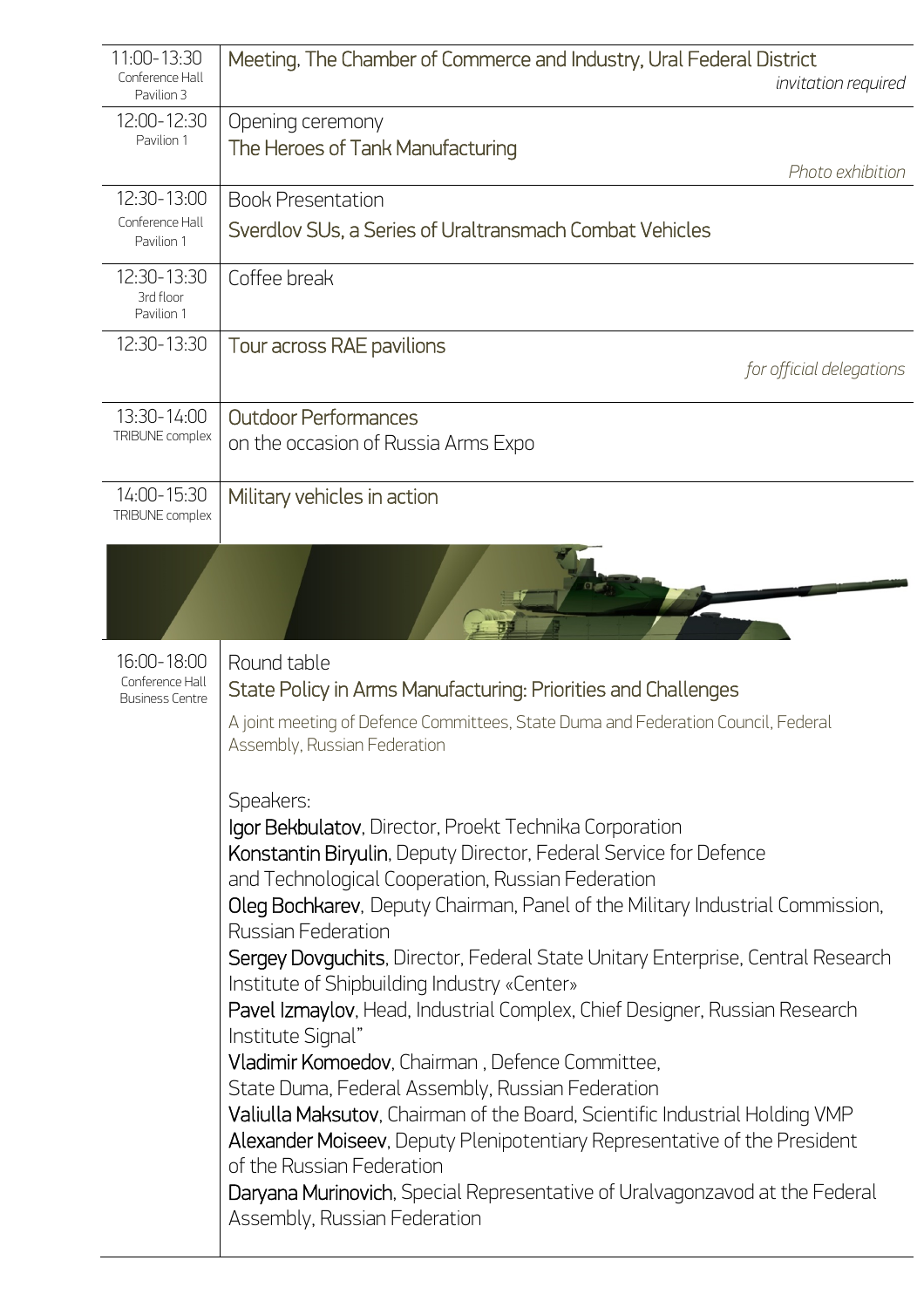| Time / Venue | Event |
| --- | --- |
| 11:00-13:30 Conference Hall Pavilion 3 | Meeting, The Chamber of Commerce and Industry, Ural Federal District *invitation required* |
| 12:00-12:30 Pavilion 1 | Opening ceremony The Heroes of Tank Manufacturing *Photo exhibition* |
| 12:30-13:00 Conference Hall Pavilion 1 | Book Presentation Sverdlov SUs, a Series of Uraltransmach Combat Vehicles |
| 12:30-13:30 3rd floor Pavilion 1 | Coffee break |
| 12:30-13:30 | Tour across RAE pavilions *for official delegations* |
| 13:30-14:00 TRIBUNE complex | Outdoor Performances on the occasion of Russia Arms Expo |
| 14:00-15:30 TRIBUNE complex | Military vehicles in action |

**16:00-18:00**
Conference Hall
Business Centre

Round table

**State Policy in Arms Manufacturing: Priorities and Challenges**

A joint meeting of Defence Committees, State Duma and Federation Council, Federal Assembly, Russian Federation

Speakers:

**Igor Bekbulatov**, Director, Proekt Technika Corporation
**Konstantin Biryulin**, Deputy Director, Federal Service for Defence and Technological Cooperation, Russian Federation
**Oleg Bochkarev**, Deputy Chairman, Panel of the Military Industrial Commission, Russian Federation
**Sergey Dovguchits**, Director, Federal State Unitary Enterprise, Central Research Institute of Shipbuilding Industry «Center»
**Pavel Izmaylov**, Head, Industrial Complex, Chief Designer, Russian Research Institute Signal"
**Vladimir Komoedov**, Chairman , Defence Committee, State Duma, Federal Assembly, Russian Federation
**Valiulla Maksutov**, Chairman of the Board, Scientific Industrial Holding VMP
**Alexander Moiseev**, Deputy Plenipotentiary Representative of the President of the Russian Federation
**Daryana Murinovich**, Special Representative of Uralvagonzavod at the Federal Assembly, Russian Federation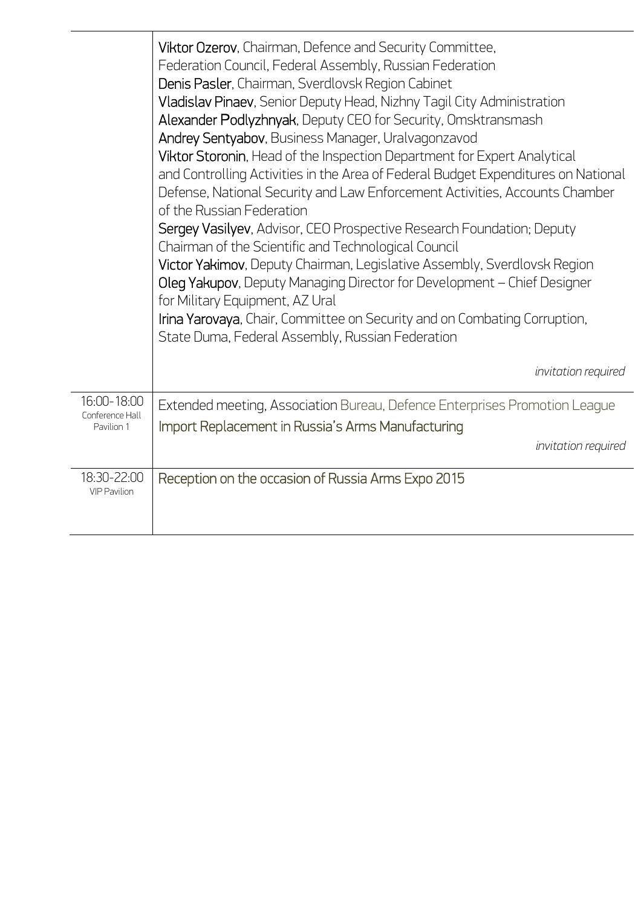| | |
|---|---|
| | **Viktor Ozerov**, Chairman, Defence and Security Committee, Federation Council, Federal Assembly, Russian Federation<br>**Denis Pasler**, Chairman, Sverdlovsk Region Cabinet<br>**Vladislav Pinaev**, Senior Deputy Head, Nizhny Tagil City Administration<br>**Alexander Podlyzhnyak**, Deputy CEO for Security, Omsktransmash<br>**Andrey Sentyabov**, Business Manager, Uralvagonzavod<br>**Viktor Storonin**, Head of the Inspection Department for Expert Analytical and Controlling Activities in the Area of Federal Budget Expenditures on National Defense, National Security and Law Enforcement Activities, Accounts Chamber of the Russian Federation<br>**Sergey Vasilyev**, Advisor, CEO Prospective Research Foundation; Deputy Chairman of the Scientific and Technological Council<br>**Victor Yakimov**, Deputy Chairman, Legislative Assembly, Sverdlovsk Region<br>**Oleg Yakupov**, Deputy Managing Director for Development – Chief Designer for Military Equipment, AZ Ural<br>**Irina Yarovaya**, Chair, Committee on Security and on Combating Corruption, State Duma, Federal Assembly, Russian Federation<br><br>*invitation required* |
| 16:00-18:00<br>Conference Hall<br>Pavilion 1 | Extended meeting, Association Bureau, Defence Enterprises Promotion League<br>**Import Replacement in Russia's Arms Manufacturing**<br><br>*invitation required* |
| 18:30-22:00<br>VIP Pavilion | **Reception on the occasion of Russia Arms Expo 2015** |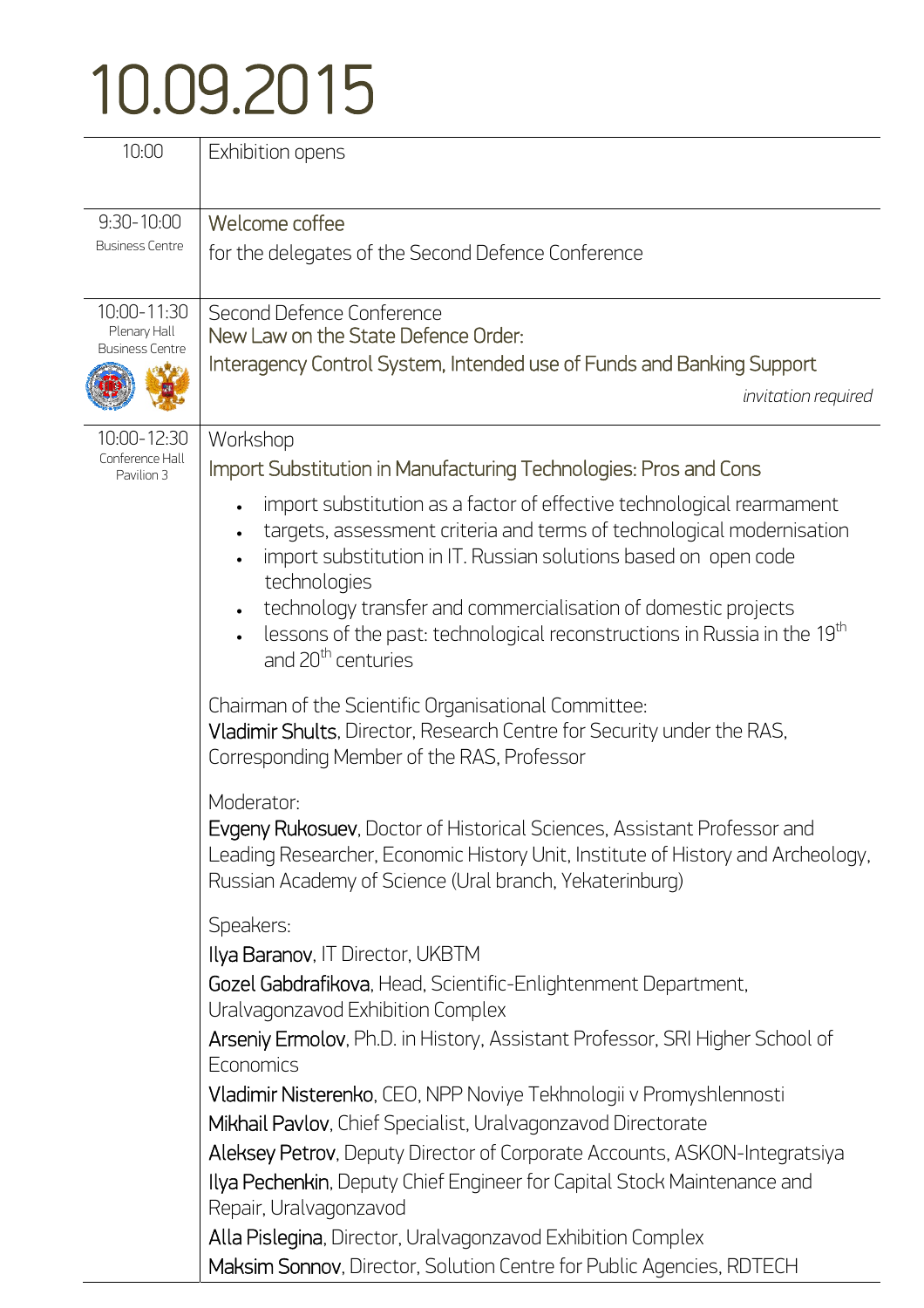# 10.09.2015

| | |
|---|---|
| 10:00 | Exhibition opens |
| 9:30-10:00<br>Business Centre | Welcome coffee<br>for the delegates of the Second Defence Conference |
| 10:00-11:30<br>Plenary Hall<br>Business Centre | Second Defence Conference<br>New Law on the State Defence Order:<br>Interagency Control System, Intended use of Funds and Banking Support<br>*invitation required* |
| 10:00-12:30<br>Conference Hall<br>Pavilion 3 | Workshop<br>Import Substitution in Manufacturing Technologies: Pros and Cons<br>• import substitution as a factor of effective technological rearmament<br>• targets, assessment criteria and terms of technological modernisation<br>• import substitution in IT. Russian solutions based on open code technologies<br>• technology transfer and commercialisation of domestic projects<br>• lessons of the past: technological reconstructions in Russia in the 19th and 20th centuries<br><br>Chairman of the Scientific Organisational Committee:<br>**Vladimir Shults**, Director, Research Centre for Security under the RAS, Corresponding Member of the RAS, Professor<br><br>Moderator:<br>**Evgeny Rukosuev**, Doctor of Historical Sciences, Assistant Professor and Leading Researcher, Economic History Unit, Institute of History and Archeology, Russian Academy of Science (Ural branch, Yekaterinburg)<br><br>Speakers:<br>**Ilya Baranov**, IT Director, UKBTM<br>**Gozel Gabdrafikova**, Head, Scientific-Enlightenment Department, Uralvagonzavod Exhibition Complex<br>**Arseniy Ermolov**, Ph.D. in History, Assistant Professor, SRI Higher School of Economics<br>**Vladimir Nisterenko**, CEO, NPP Noviye Tekhnologii v Promyshlennosti<br>**Mikhail Pavlov**, Chief Specialist, Uralvagonzavod Directorate<br>**Aleksey Petrov**, Deputy Director of Corporate Accounts, ASKON-Integratsiya<br>**Ilya Pechenkin**, Deputy Chief Engineer for Capital Stock Maintenance and Repair, Uralvagonzavod<br>**Alla Pislegina**, Director, Uralvagonzavod Exhibition Complex<br>**Maksim Sonnov**, Director, Solution Centre for Public Agencies, RDTECH |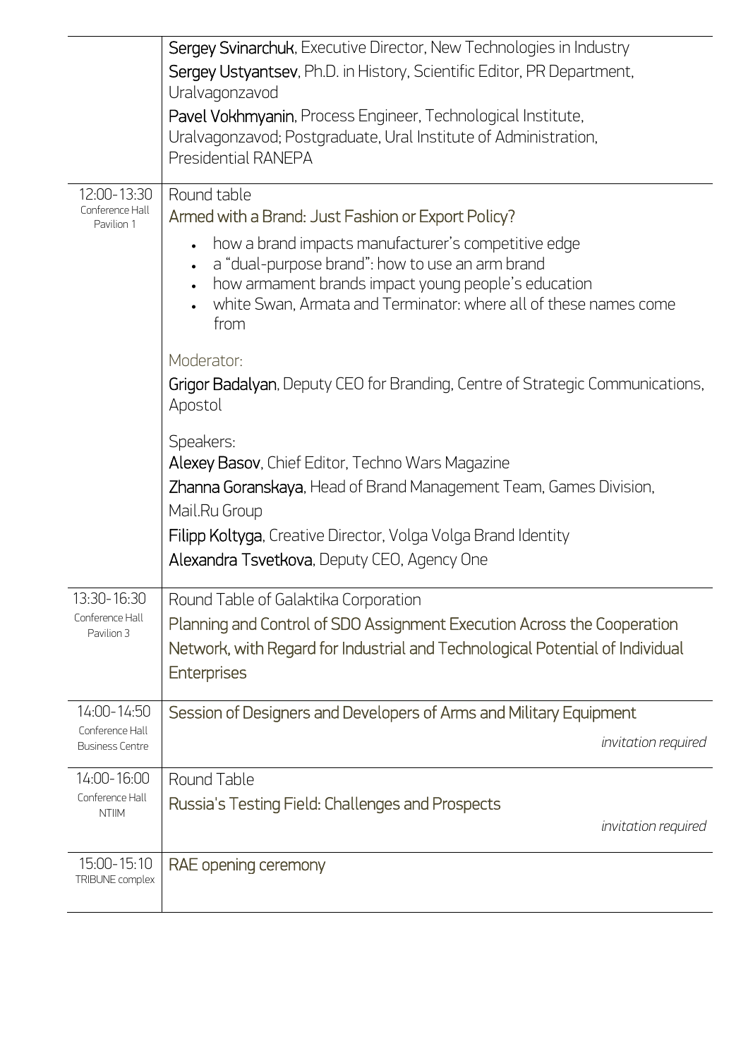| | |
|---|---|
| | **Sergey Svinarchuk**, Executive Director, New Technologies in Industry<br>**Sergey Ustyantsev**, Ph.D. in History, Scientific Editor, PR Department, Uralvagonzavod<br>**Pavel Vokhmyanin**, Process Engineer, Technological Institute, Uralvagonzavod; Postgraduate, Ural Institute of Administration, Presidential RANEPA |
| 12:00-13:30<br>Conference Hall Pavilion 1 | Round table<br>**Armed with a Brand: Just Fashion or Export Policy?**<br>• how a brand impacts manufacturer's competitive edge<br>• a "dual-purpose brand": how to use an arm brand<br>• how armament brands impact young people's education<br>• white Swan, Armata and Terminator: where all of these names come from<br><br>Moderator:<br>**Grigor Badalyan**, Deputy CEO for Branding, Centre of Strategic Communications, Apostol<br><br>Speakers:<br>**Alexey Basov**, Chief Editor, Techno Wars Magazine<br>**Zhanna Goranskaya**, Head of Brand Management Team, Games Division, Mail.Ru Group<br>**Filipp Koltyga**, Creative Director, Volga Volga Brand Identity<br>**Alexandra Tsvetkova**, Deputy CEO, Agency One |
| 13:30-16:30<br>Conference Hall Pavilion 3 | Round Table of Galaktika Corporation<br>**Planning and Control of SDO Assignment Execution Across the Cooperation Network, with Regard for Industrial and Technological Potential of Individual Enterprises** |
| 14:00-14:50<br>Conference Hall Business Centre | **Session of Designers and Developers of Arms and Military Equipment**<br>*invitation required* |
| 14:00-16:00<br>Conference Hall NTIIM | Round Table<br>**Russia's Testing Field: Challenges and Prospects**<br>*invitation required* |
| 15:00-15:10<br>TRIBUNE complex | **RAE opening ceremony** |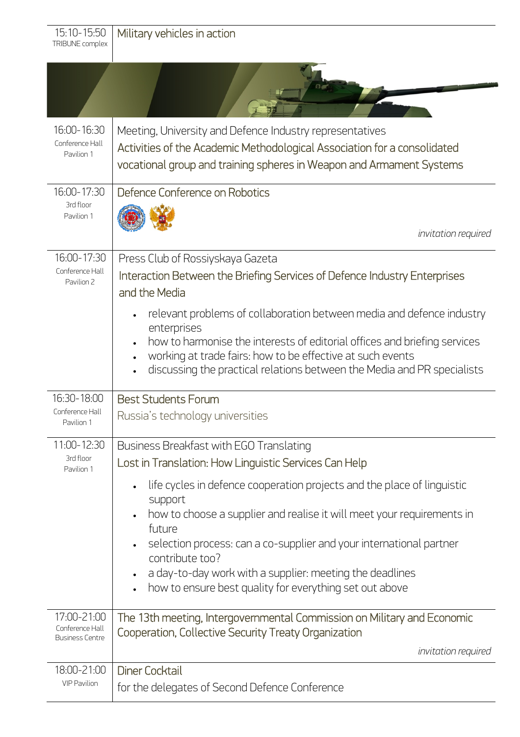| | |
|---|---|
| 15:10-15:50<br>TRIBUNE complex | Military vehicles in action |
| 16:00-16:30<br>Conference Hall<br>Pavilion 1 | Meeting, University and Defence Industry representatives<br>Activities of the Academic Methodological Association for a consolidated vocational group and training spheres in Weapon and Armament Systems |
| 16:00-17:30<br>3rd floor<br>Pavilion 1 | Defence Conference on Robotics<br>*invitation required* |
| 16:00-17:30<br>Conference Hall<br>Pavilion 2 | Press Club of Rossiyskaya Gazeta<br>Interaction Between the Briefing Services of Defence Industry Enterprises and the Media<br>• relevant problems of collaboration between media and defence industry enterprises<br>• how to harmonise the interests of editorial offices and briefing services<br>• working at trade fairs: how to be effective at such events<br>• discussing the practical relations between the Media and PR specialists |
| 16:30-18:00<br>Conference Hall<br>Pavilion 1 | Best Students Forum<br>Russia's technology universities |
| 11:00-12:30<br>3rd floor<br>Pavilion 1 | Business Breakfast with EGO Translating<br>Lost in Translation: How Linguistic Services Can Help<br>• life cycles in defence cooperation projects and the place of linguistic support<br>• how to choose a supplier and realise it will meet your requirements in future<br>• selection process: can a co-supplier and your international partner contribute too?<br>• a day-to-day work with a supplier: meeting the deadlines<br>• how to ensure best quality for everything set out above |
| 17:00-21:00<br>Conference Hall<br>Business Centre | The 13th meeting, Intergovernmental Commission on Military and Economic Cooperation, Collective Security Treaty Organization<br>*invitation required* |
| 18:00-21:00<br>VIP Pavilion | Diner Cocktail<br>for the delegates of Second Defence Conference |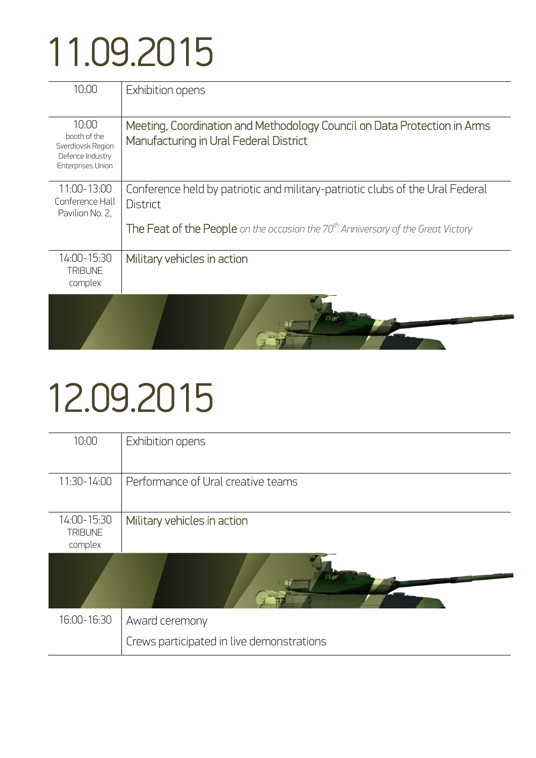# 11.09.2015

| | |
|---|---|
| 10:00 | Exhibition opens |
| 10:00 booth of the Sverdlovsk Region Defence Industry Enterprises Union | Meeting, Coordination and Methodology Council on Data Protection in Arms Manufacturing in Ural Federal District |
| 11:00-13:00 Conference Hall Pavilion No. 2, | Conference held by patriotic and military-patriotic clubs of the Ural Federal District<br>The Feat of the People *on the occasion the 70th Anniversary of the Great Victory* |
| 14:00-15:30 TRIBUNE complex | Military vehicles in action |

# 12.09.2015

| | |
|---|---|
| 10:00 | Exhibition opens |
| 11:30-14:00 | Performance of Ural creative teams |
| 14:00-15:30 TRIBUNE complex | Military vehicles in action |
| 16:00-16:30 | Award ceremony<br>Crews participated in live demonstrations |